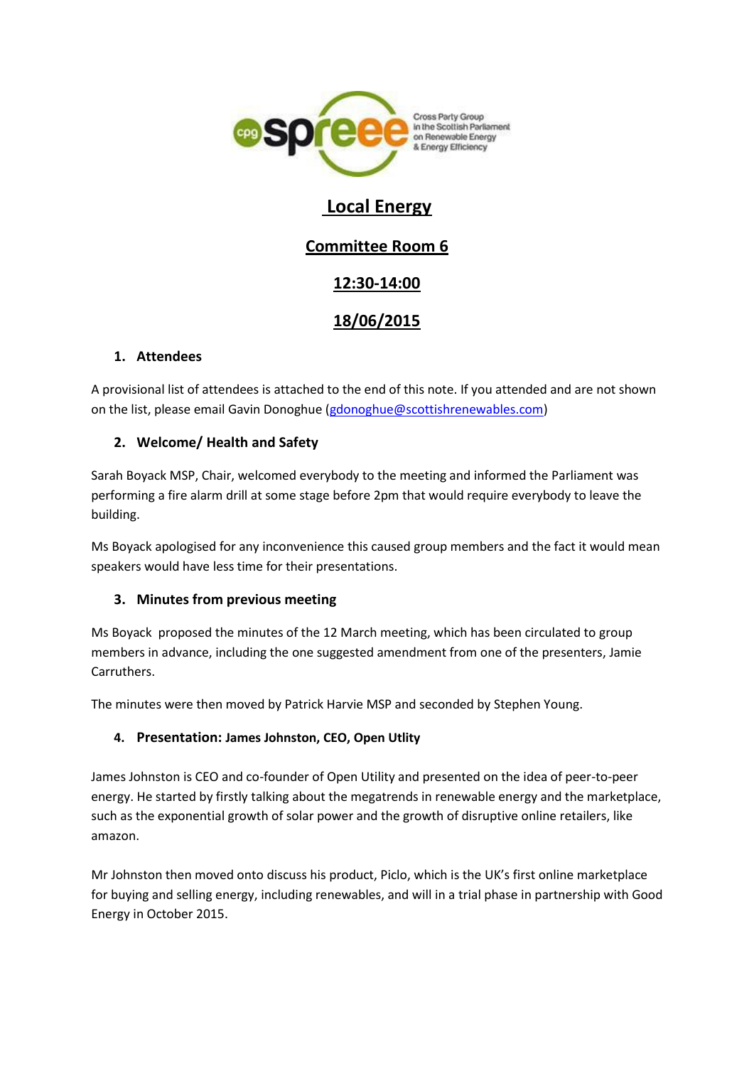Cross Party Group in the Scottish Parliament on Renewable Energy & Energy Efficiency

# Local Energy

## Committee Room 6

## 12:30-14:00

## 18/06/2015

### 1. Attendees

A provisional list of attendees is attached to the end of this note. If you attended and are not shown on the list, please email Gavin Donoghue (gdonoghue@scottishrenewables.com)

### 2. Welcome/ Health and Safety

Sarah Boyack MSP, Chair, welcomed everybody to the meeting and informed the Parliament was performing a fire alarm drill at some stage before 2pm that would require everybody to leave the building.

Ms Boyack apologised for any inconvenience this caused group members and the fact it would mean speakers would have less time for their presentations.

### 3. Minutes from previous meeting

Ms Boyack proposed the minutes of the 12 March meeting, which has been circulated to group members in advance, including the one suggested amendment from one of the presenters, Jamie Carruthers.

The minutes were then moved by Patrick Harvie MSP and seconded by Stephen Young.

### 4. Presentation: James Johnston, CEO, Open Utlity

James Johnston is CEO and co-founder of Open Utility and presented on the idea of peer-to-peer energy. He started by firstly talking about the megatrends in renewable energy and the marketplace, such as the exponential growth of solar power and the growth of disruptive online retailers, like amazon.

Mr Johnston then moved onto discuss his product, Piclo, which is the UK's first online marketplace for buying and selling energy, including renewables, and will in a trial phase in partnership with Good Energy in October 2015.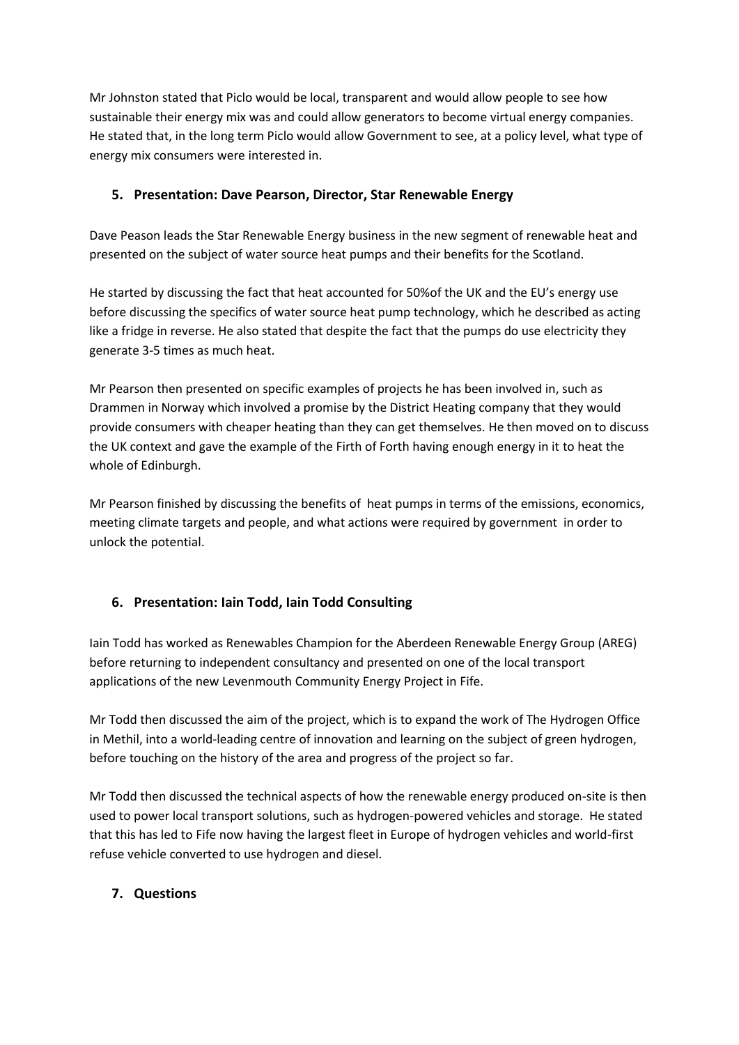Mr Johnston stated that Piclo would be local, transparent and would allow people to see how sustainable their energy mix was and could allow generators to become virtual energy companies. He stated that, in the long term Piclo would allow Government to see, at a policy level, what type of energy mix consumers were interested in.

## 5. Presentation: Dave Pearson, Director, Star Renewable Energy

Dave Peason leads the Star Renewable Energy business in the new segment of renewable heat and presented on the subject of water source heat pumps and their benefits for the Scotland.

He started by discussing the fact that heat accounted for 50%of the UK and the EU's energy use before discussing the specifics of water source heat pump technology, which he described as acting like a fridge in reverse. He also stated that despite the fact that the pumps do use electricity they generate 3-5 times as much heat.

Mr Pearson then presented on specific examples of projects he has been involved in, such as Drammen in Norway which involved a promise by the District Heating company that they would provide consumers with cheaper heating than they can get themselves. He then moved on to discuss the UK context and gave the example of the Firth of Forth having enough energy in it to heat the whole of Edinburgh.

Mr Pearson finished by discussing the benefits of heat pumps in terms of the emissions, economics, meeting climate targets and people, and what actions were required by government in order to unlock the potential.

## 6. Presentation: Iain Todd, Iain Todd Consulting

Iain Todd has worked as Renewables Champion for the Aberdeen Renewable Energy Group (AREG) before returning to independent consultancy and presented on one of the local transport applications of the new Levenmouth Community Energy Project in Fife.

Mr Todd then discussed the aim of the project, which is to expand the work of The Hydrogen Office in Methil, into a world-leading centre of innovation and learning on the subject of green hydrogen, before touching on the history of the area and progress of the project so far.

Mr Todd then discussed the technical aspects of how the renewable energy produced on-site is then used to power local transport solutions, such as hydrogen-powered vehicles and storage. He stated that this has led to Fife now having the largest fleet in Europe of hydrogen vehicles and world-first refuse vehicle converted to use hydrogen and diesel.

## 7. Questions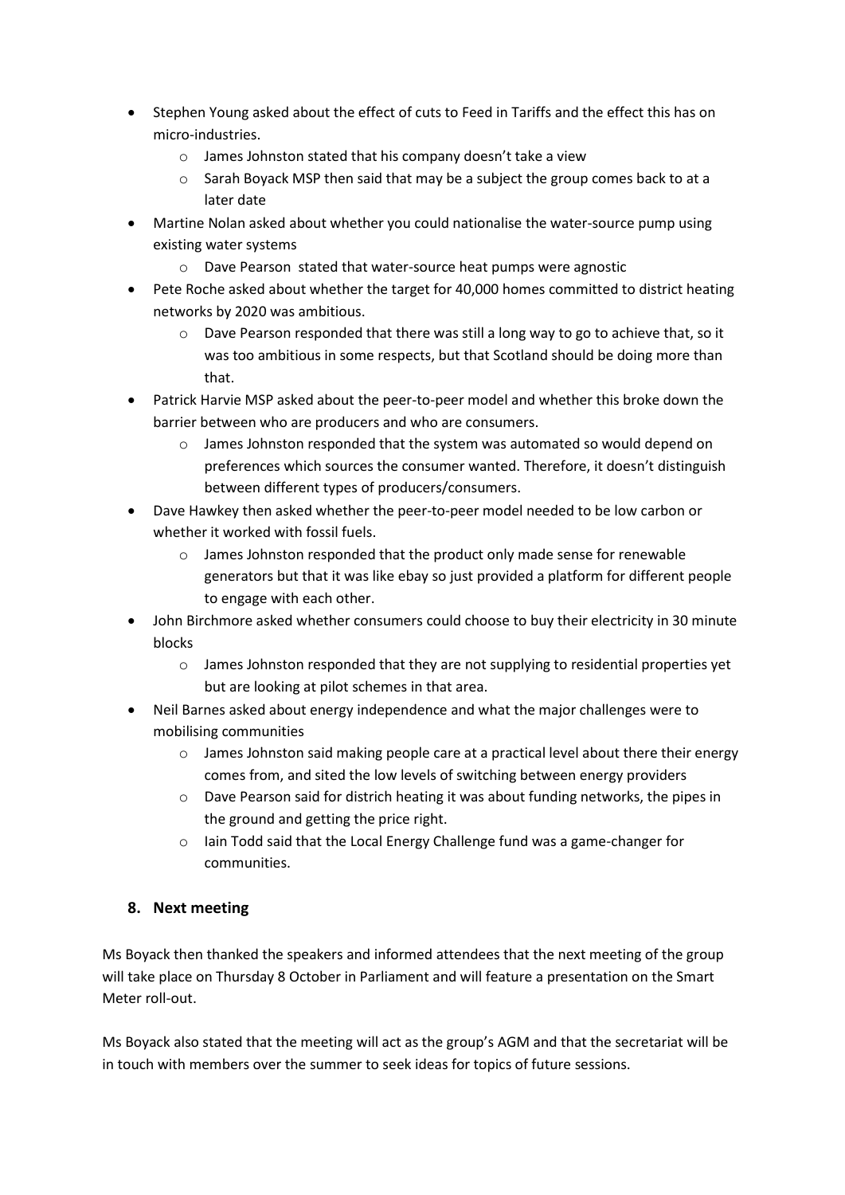- Stephen Young asked about the effect of cuts to Feed in Tariffs and the effect this has on micro-industries.
  - James Johnston stated that his company doesn't take a view
  - Sarah Boyack MSP then said that may be a subject the group comes back to at a later date
- Martine Nolan asked about whether you could nationalise the water-source pump using existing water systems
  - Dave Pearson stated that water-source heat pumps were agnostic
- Pete Roche asked about whether the target for 40,000 homes committed to district heating networks by 2020 was ambitious.
  - Dave Pearson responded that there was still a long way to go to achieve that, so it was too ambitious in some respects, but that Scotland should be doing more than that.
- Patrick Harvie MSP asked about the peer-to-peer model and whether this broke down the barrier between who are producers and who are consumers.
  - James Johnston responded that the system was automated so would depend on preferences which sources the consumer wanted. Therefore, it doesn't distinguish between different types of producers/consumers.
- Dave Hawkey then asked whether the peer-to-peer model needed to be low carbon or whether it worked with fossil fuels.
  - James Johnston responded that the product only made sense for renewable generators but that it was like ebay so just provided a platform for different people to engage with each other.
- John Birchmore asked whether consumers could choose to buy their electricity in 30 minute blocks
  - James Johnston responded that they are not supplying to residential properties yet but are looking at pilot schemes in that area.
- Neil Barnes asked about energy independence and what the major challenges were to mobilising communities
  - James Johnston said making people care at a practical level about there their energy comes from, and sited the low levels of switching between energy providers
  - Dave Pearson said for districh heating it was about funding networks, the pipes in the ground and getting the price right.
  - Iain Todd said that the Local Energy Challenge fund was a game-changer for communities.

## 8. Next meeting

Ms Boyack then thanked the speakers and informed attendees that the next meeting of the group will take place on Thursday 8 October in Parliament and will feature a presentation on the Smart Meter roll-out.

Ms Boyack also stated that the meeting will act as the group's AGM and that the secretariat will be in touch with members over the summer to seek ideas for topics of future sessions.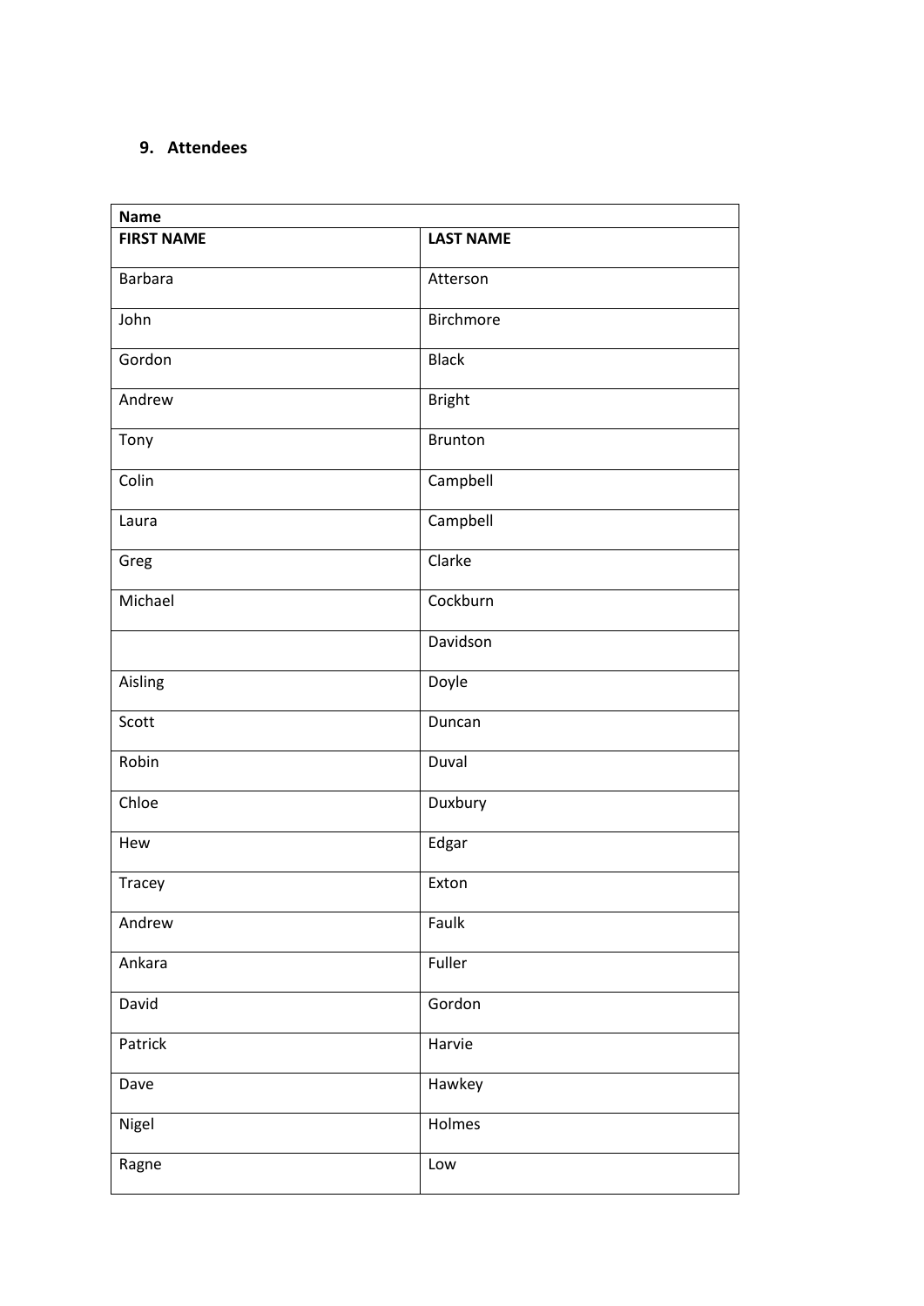## 9. Attendees

| **Name** | |
|---|---|
| **FIRST NAME** | **LAST NAME** |
| Barbara | Atterson |
| John | Birchmore |
| Gordon | Black |
| Andrew | Bright |
| Tony | Brunton |
| Colin | Campbell |
| Laura | Campbell |
| Greg | Clarke |
| Michael | Cockburn |
| | Davidson |
| Aisling | Doyle |
| Scott | Duncan |
| Robin | Duval |
| Chloe | Duxbury |
| Hew | Edgar |
| Tracey | Exton |
| Andrew | Faulk |
| Ankara | Fuller |
| David | Gordon |
| Patrick | Harvie |
| Dave | Hawkey |
| Nigel | Holmes |
| Ragne | Low |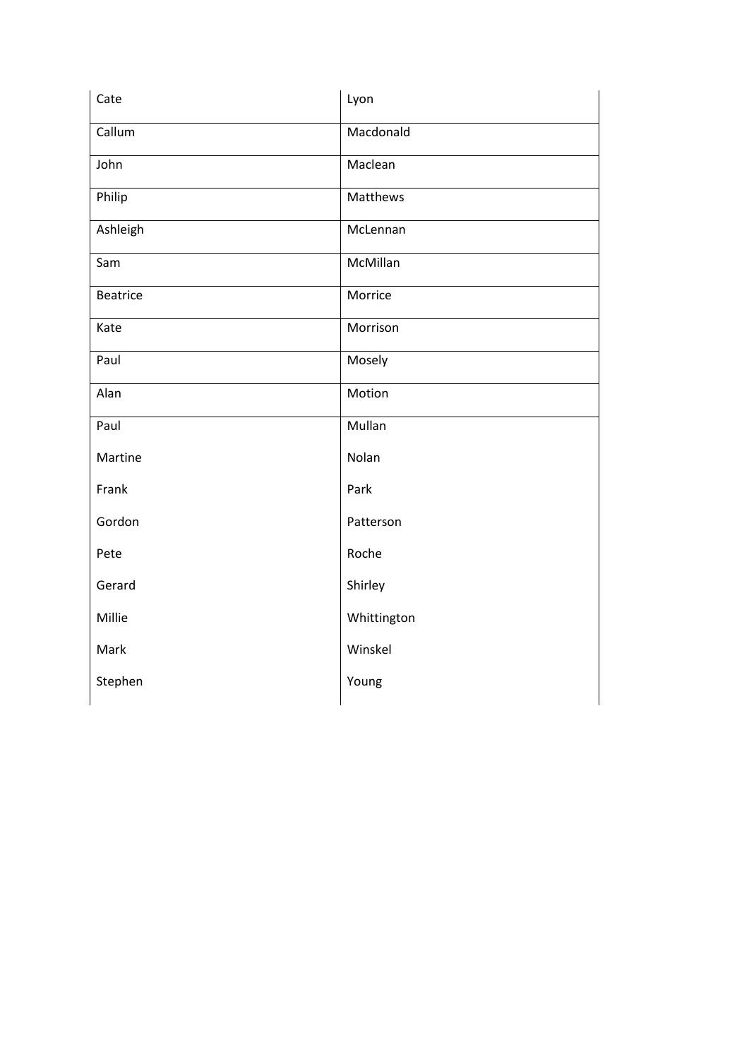| | |
|---|---|
| Cate | Lyon |
| Callum | Macdonald |
| John | Maclean |
| Philip | Matthews |
| Ashleigh | McLennan |
| Sam | McMillan |
| Beatrice | Morrice |
| Kate | Morrison |
| Paul | Mosely |
| Alan | Motion |
| Paul | Mullan |
| Martine | Nolan |
| Frank | Park |
| Gordon | Patterson |
| Pete | Roche |
| Gerard | Shirley |
| Millie | Whittington |
| Mark | Winskel |
| Stephen | Young |